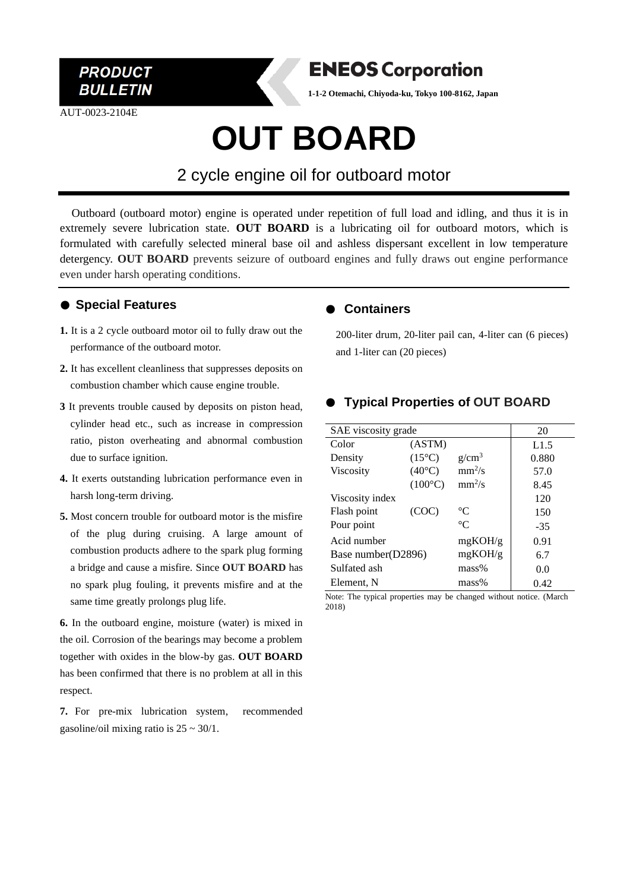**PRODUCT BULLETIN**

**ENEOS Corporation**

**1-1-2 Otemachi, Chiyoda-ku, Tokyo 100-8162, Japan**

AUT-0023-2104E

# OUT BOARD

## 2 cycle engine oil for outboard motor

Outboard (outboard motor) engine is operated under repetition of full load and idling, and thus it is in extremely severe lubrication state. **OUT BOARD** is a lubricating oil for outboard motors, which is formulated with carefully selected mineral base oil and ashless dispersant excellent in low temperature detergency. **OUT BOARD** prevents seizure of outboard engines and fully draws out engine performance even under harsh operating conditions.

### ● Special Features

**1.** It is a 2 cycle outboard motor oil to fully draw out the performance of the outboard motor.

**2.** It has excellent cleanliness that suppresses deposits on combustion chamber which cause engine trouble.

**3** It prevents trouble caused by deposits on piston head, cylinder head etc., such as increase in compression ratio, piston overheating and abnormal combustion due to surface ignition.

**4.** It exerts outstanding lubrication performance even in harsh long-term driving.

**5.** Most concern trouble for outboard motor is the misfire of the plug during cruising. A large amount of combustion products adhere to the spark plug forming a bridge and cause a misfire. Since **OUT BOARD** has no spark plug fouling, it prevents misfire and at the same time greatly prolongs plug life.

**6.** In the outboard engine, moisture (water) is mixed in the oil. Corrosion of the bearings may become a problem together with oxides in the blow-by gas. **OUT BOARD** has been confirmed that there is no problem at all in this respect.

**7.** For pre-mix lubrication system, recommended gasoline/oil mixing ratio is 25 ~ 30/1.

### ● Containers

200-liter drum, 20-liter pail can, 4-liter can (6 pieces) and 1-liter can (20 pieces)

### ● Typical Properties of OUT BOARD

| SAE viscosity grade | | | 20 |
|---|---|---|---|
| Color | (ASTM) | | L1.5 |
| Density | (15°C) | $g/cm^3$ | 0.880 |
| Viscosity | (40°C) | $mm^2/s$ | 57.0 |
| | (100°C) | $mm^2/s$ | 8.45 |
| Viscosity index | | | 120 |
| Flash point | (COC) | °C | 150 |
| Pour point | | °C | -35 |
| Acid number | | mgKOH/g | 0.91 |
| Base number(D2896) | | mgKOH/g | 6.7 |
| Sulfated ash | | mass% | 0.0 |
| Element, N | | mass% | 0.42 |

Note: The typical properties may be changed without notice. (March 2018)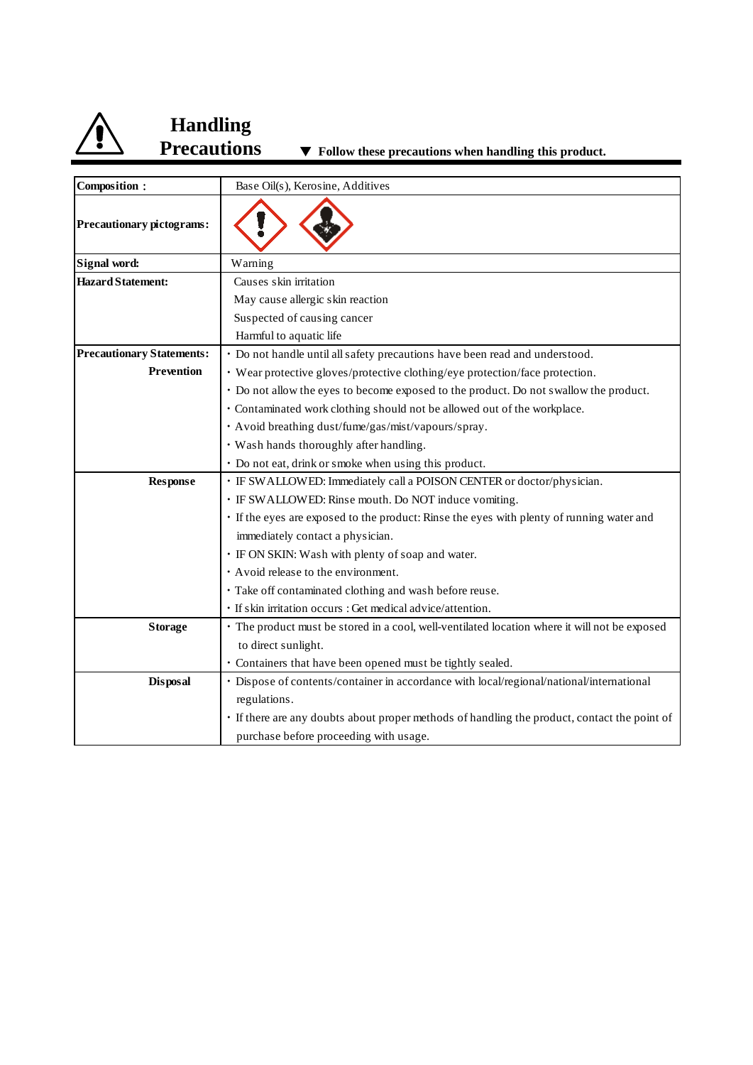# Handling Precautions

▼ **Follow these precautions when handling this product.**

| | |
|---|---|
| **Composition :** | Base Oil(s), Kerosine, Additives |
| **Precautionary pictograms:** | |
| **Signal word:** | Warning |
| **Hazard Statement:** | Causes skin irritation<br>May cause allergic skin reaction<br>Suspected of causing cancer<br>Harmful to aquatic life |
| **Precautionary Statements:**<br>**Prevention** | ・Do not handle until all safety precautions have been read and understood.<br>・Wear protective gloves/protective clothing/eye protection/face protection.<br>・Do not allow the eyes to become exposed to the product. Do not swallow the product.<br>・Contaminated work clothing should not be allowed out of the workplace.<br>・Avoid breathing dust/fume/gas/mist/vapours/spray.<br>・Wash hands thoroughly after handling.<br>・Do not eat, drink or smoke when using this product. |
| **Response** | ・IF SWALLOWED: Immediately call a POISON CENTER or doctor/physician.<br>・IF SWALLOWED: Rinse mouth. Do NOT induce vomiting.<br>・If the eyes are exposed to the product: Rinse the eyes with plenty of running water and immediately contact a physician.<br>・IF ON SKIN: Wash with plenty of soap and water.<br>・Avoid release to the environment.<br>・Take off contaminated clothing and wash before reuse.<br>・If skin irritation occurs : Get medical advice/attention. |
| **Storage** | ・The product must be stored in a cool, well-ventilated location where it will not be exposed to direct sunlight.<br>・Containers that have been opened must be tightly sealed. |
| **Disposal** | ・Dispose of contents/container in accordance with local/regional/national/international regulations.<br>・If there are any doubts about proper methods of handling the product, contact the point of purchase before proceeding with usage. |